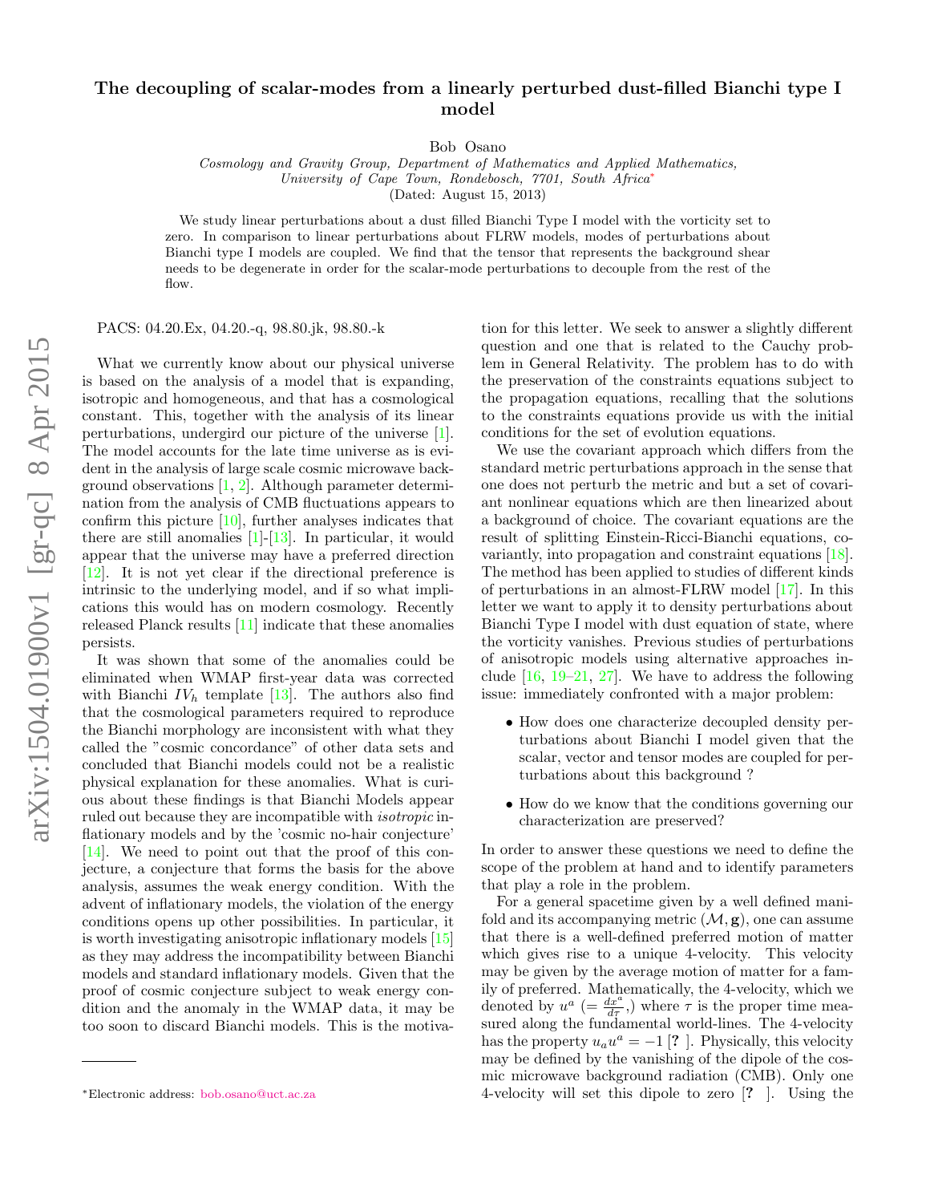# The decoupling of scalar-modes from a linearly perturbed dust-filled Bianchi type I model

Bob Osano

*Cosmology and Gravity Group, Department of Mathematics and Applied Mathematics, University of Cape Town, Rondebosch, 7701, South Africa*[*]

(Dated: August 15, 2013)

We study linear perturbations about a dust filled Bianchi Type I model with the vorticity set to zero. In comparison to linear perturbations about FLRW models, modes of perturbations about Bianchi type I models are coupled. We find that the tensor that represents the background shear needs to be degenerate in order for the scalar-mode perturbations to decouple from the rest of the flow.

PACS: 04.20.Ex, 04.20.-q, 98.80.jk, 98.80.-k

What we currently know about our physical universe is based on the analysis of a model that is expanding, isotropic and homogeneous, and that has a cosmological constant. This, together with the analysis of its linear perturbations, undergird our picture of the universe [1]. The model accounts for the late time universe as is evident in the analysis of large scale cosmic microwave background observations [1, 2]. Although parameter determination from the analysis of CMB fluctuations appears to confirm this picture [10], further analyses indicates that there are still anomalies [1]-[13]. In particular, it would appear that the universe may have a preferred direction [12]. It is not yet clear if the directional preference is intrinsic to the underlying model, and if so what implications this would has on modern cosmology. Recently released Planck results [11] indicate that these anomalies persists.

It was shown that some of the anomalies could be eliminated when WMAP first-year data was corrected with Bianchi $IV_h$ template [13]. The authors also find that the cosmological parameters required to reproduce the Bianchi morphology are inconsistent with what they called the "cosmic concordance" of other data sets and concluded that Bianchi models could not be a realistic physical explanation for these anomalies. What is curious about these findings is that Bianchi Models appear ruled out because they are incompatible with *isotropic* inflationary models and by the 'cosmic no-hair conjecture' [14]. We need to point out that the proof of this conjecture, a conjecture that forms the basis for the above analysis, assumes the weak energy condition. With the advent of inflationary models, the violation of the energy conditions opens up other possibilities. In particular, it is worth investigating anisotropic inflationary models [15] as they may address the incompatibility between Bianchi models and standard inflationary models. Given that the proof of cosmic conjecture subject to weak energy condition and the anomaly in the WMAP data, it may be too soon to discard Bianchi models. This is the motivation for this letter. We seek to answer a slightly different question and one that is related to the Cauchy problem in General Relativity. The problem has to do with the preservation of the constraints equations subject to the propagation equations, recalling that the solutions to the constraints equations provide us with the initial conditions for the set of evolution equations.

We use the covariant approach which differs from the standard metric perturbations approach in the sense that one does not perturb the metric and but a set of covariant nonlinear equations which are then linearized about a background of choice. The covariant equations are the result of splitting Einstein-Ricci-Bianchi equations, covariantly, into propagation and constraint equations [18]. The method has been applied to studies of different kinds of perturbations in an almost-FLRW model [17]. In this letter we want to apply it to density perturbations about Bianchi Type I model with dust equation of state, where the vorticity vanishes. Previous studies of perturbations of anisotropic models using alternative approaches include [16, 19–21, 27]. We have to address the following issue: immediately confronted with a major problem:

- How does one characterize decoupled density perturbations about Bianchi I model given that the scalar, vector and tensor modes are coupled for perturbations about this background ?
- How do we know that the conditions governing our characterization are preserved?

In order to answer these questions we need to define the scope of the problem at hand and to identify parameters that play a role in the problem.

For a general spacetime given by a well defined manifold and its accompanying metric $(\mathcal{M}, \mathbf{g})$, one can assume that there is a well-defined preferred motion of matter which gives rise to a unique 4-velocity. This velocity may be given by the average motion of matter for a family of preferred. Mathematically, the 4-velocity, which we denoted by $u^a$ $(= \frac{dx^a}{d\tau},)$ where $\tau$ is the proper time measured along the fundamental world-lines. The 4-velocity has the property $u_a u^a = -1$ [? ]. Physically, this velocity may be defined by the vanishing of the dipole of the cosmic microwave background radiation (CMB). Only one 4-velocity will set this dipole to zero [? ]. Using the

[*]Electronic address: bob.osano@uct.ac.za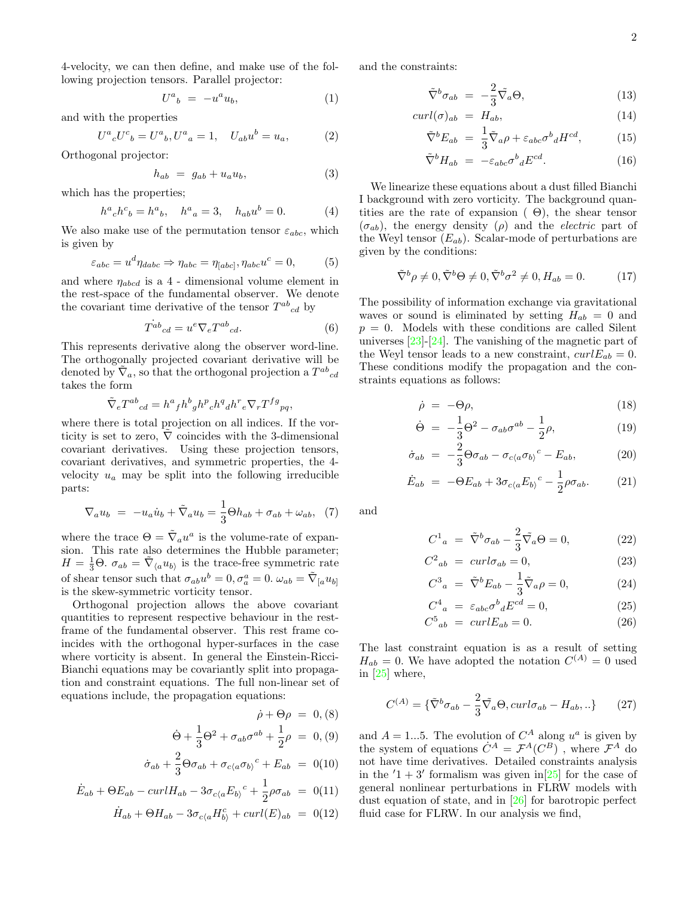4-velocity, we can then define, and make use of the following projection tensors. Parallel projector:

$$U^a{}_b \;=\; -u^a u_b, \tag{1}$$

and with the properties

$$U^a{}_c U^c{}_b = U^a{}_b, U^a{}_a = 1, \quad U_{ab}u^b = u_a, \tag{2}$$

Orthogonal projector:

$$h_{ab} \;=\; g_{ab} + u_a u_b, \tag{3}$$

which has the properties;

$$h^a{}_c h^c{}_b = h^a{}_b, \quad h^a{}_a = 3, \quad h_{ab}u^b = 0. \tag{4}$$

We also make use of the permutation tensor $\varepsilon_{abc}$, which is given by

$$\varepsilon_{abc} = u^d \eta_{dabc} \Rightarrow \eta_{abc} = \eta_{[abc]}, \eta_{abc}u^c = 0, \tag{5}$$

and where $\eta_{abcd}$ is a 4 - dimensional volume element in the rest-space of the fundamental observer. We denote the covariant time derivative of the tensor $T^{ab}{}_{cd}$ by

$$\dot{T}^{ab}{}_{cd} = u^e \nabla_e T^{ab}{}_{cd}. \tag{6}$$

This represents derivative along the observer word-line. The orthogonally projected covariant derivative will be denoted by $\tilde{\nabla}_a$, so that the orthogonal projection a $T^{ab}{}_{cd}$ takes the form

$$\tilde{\nabla}_e T^{ab}{}_{cd} = h^a{}_f h^b{}_g h^p{}_c h^q{}_d h^r{}_e \nabla_r T^{fg}{}_{pq},$$

where there is total projection on all indices. If the vorticity is set to zero, $\tilde{\nabla}$ coincides with the 3-dimensional covariant derivatives. Using these projection tensors, covariant derivatives, and symmetric properties, the 4-velocity $u_a$ may be split into the following irreducible parts:

$$\nabla_a u_b \;=\; -u_a \dot{u}_b + \tilde{\nabla}_a u_b = \frac{1}{3}\Theta h_{ab} + \sigma_{ab} + \omega_{ab}, \tag{7}$$

where the trace $\Theta = \tilde{\nabla}_a u^a$ is the volume-rate of expansion. This rate also determines the Hubble parameter; $H = \frac{1}{3}\Theta$. $\sigma_{ab} = \tilde{\nabla}_{\langle a}u_{b\rangle}$ is the trace-free symmetric rate of shear tensor such that $\sigma_{ab}u^b = 0, \sigma^a_a = 0$. $\omega_{ab} = \tilde{\nabla}_{[a}u_{b]}$ is the skew-symmetric vorticity tensor.

Orthogonal projection allows the above covariant quantities to represent respective behaviour in the rest-frame of the fundamental observer. This rest frame coincides with the orthogonal hyper-surfaces in the case where vorticity is absent. In general the Einstein-Ricci-Bianchi equations may be covariantly split into propagation and constraint equations. The full non-linear set of equations include, the propagation equations:

$$\dot{\rho} + \Theta\rho \;=\; 0, \tag{8}$$

$$\dot{\Theta} + \frac{1}{3}\Theta^2 + \sigma_{ab}\sigma^{ab} + \frac{1}{2}\rho \;=\; 0, \tag{9}$$

$$\dot{\sigma}_{ab} + \frac{2}{3}\Theta\sigma_{ab} + \sigma_{c\langle a}\sigma_{b\rangle}{}^c + E_{ab} \;=\; 0 \tag{10}$$

$$\dot{E}_{ab} + \Theta E_{ab} - curl H_{ab} - 3\sigma_{c\langle a}E_{b\rangle}{}^c + \frac{1}{2}\rho\sigma_{ab} \;=\; 0 \tag{11}$$

$$\dot{H}_{ab} + \Theta H_{ab} - 3\sigma_{c\langle a}H^c_{b\rangle} + curl(E)_{ab} \;=\; 0 \tag{12}$$

and the constraints:

$$\tilde{\nabla}^b\sigma_{ab} \;=\; -\frac{2}{3}\tilde{\nabla}_a\Theta, \tag{13}$$

$$curl(\sigma)_{ab} \;=\; H_{ab}, \tag{14}$$

$$\tilde{\nabla}^b E_{ab} \;=\; \frac{1}{3}\tilde{\nabla}_a\rho + \varepsilon_{abc}\sigma^b{}_d H^{cd}, \tag{15}$$

$$\tilde{\nabla}^b H_{ab} \;=\; -\varepsilon_{abc}\sigma^b{}_d E^{cd}. \tag{16}$$

We linearize these equations about a dust filled Bianchi I background with zero vorticity. The background quantities are the rate of expansion ( $\Theta$), the shear tensor ($\sigma_{ab}$), the energy density ($\rho$) and the *electric* part of the Weyl tensor ($E_{ab}$). Scalar-mode of perturbations are given by the conditions:

$$\tilde{\nabla}^b\rho \neq 0, \tilde{\nabla}^b\Theta \neq 0, \tilde{\nabla}^b\sigma^2 \neq 0, H_{ab} = 0. \tag{17}$$

The possibility of information exchange via gravitational waves or sound is eliminated by setting $H_{ab} = 0$ and $p = 0$. Models with these conditions are called Silent universes [23]-[24]. The vanishing of the magnetic part of the Weyl tensor leads to a new constraint, $curl E_{ab} = 0$. These conditions modify the propagation and the constraints equations as follows:

$$\dot{\rho} \;=\; -\Theta\rho, \tag{18}$$

$$\dot{\Theta} \;=\; -\frac{1}{3}\Theta^2 - \sigma_{ab}\sigma^{ab} - \frac{1}{2}\rho, \tag{19}$$

$$\dot{\sigma}_{ab} \;=\; -\frac{2}{3}\Theta\sigma_{ab} - \sigma_{c\langle a}\sigma_{b\rangle}{}^c - E_{ab}, \tag{20}$$

$$\dot{E}_{ab} \;=\; -\Theta E_{ab} + 3\sigma_{c\langle a}E_{b\rangle}{}^c - \frac{1}{2}\rho\sigma_{ab}. \tag{21}$$

and

$$C^1{}_a \;=\; \tilde{\nabla}^b\sigma_{ab} - \frac{2}{3}\tilde{\nabla}_a\Theta = 0, \tag{22}$$

$$C^2{}_{ab} \;=\; curl\sigma_{ab} = 0, \tag{23}$$

$$C^3{}_a \;=\; \tilde{\nabla}^b E_{ab} - \frac{1}{3}\tilde{\nabla}_a\rho = 0, \tag{24}$$

$$C^4{}_a \;=\; \varepsilon_{abc}\sigma^b{}_d E^{cd} = 0, \tag{25}$$

$$C^5{}_{ab} \;=\; curl E_{ab} = 0. \tag{26}$$

The last constraint equation is as a result of setting $H_{ab} = 0$. We have adopted the notation $C^{(A)} = 0$ used in [25] where,

$$C^{(A)} = \{\tilde{\nabla}^b\sigma_{ab} - \frac{2}{3}\tilde{\nabla}_a\Theta, curl\sigma_{ab} - H_{ab}, ..\} \tag{27}$$

and $A = 1...5$. The evolution of $C^A$ along $u^a$ is given by the system of equations $\dot{C}^A = \mathcal{F}^A(C^B)$ , where $\mathcal{F}^A$ do not have time derivatives. Detailed constraints analysis in the $'1+3'$ formalism was given in[25] for the case of general nonlinear perturbations in FLRW models with dust equation of state, and in [26] for barotropic perfect fluid case for FLRW. In our analysis we find,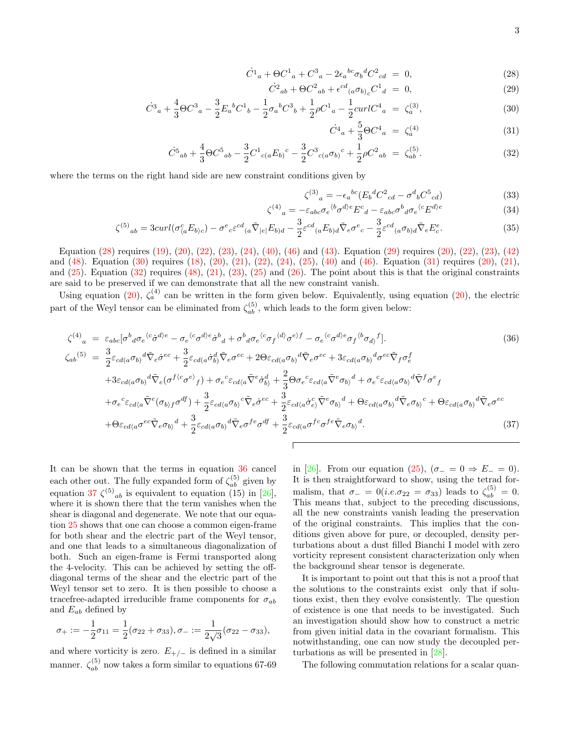$$\dot{C^1}_a + \Theta C^1{}_a + C^3{}_a - 2\epsilon_a{}^{bc}\sigma_b{}^d C^2{}_{cd} \; = \; 0, \tag{28}$$

$$\dot{C^2}_{ab} + \Theta C^2{}_{ab} + \epsilon^{cd}{}_{(a}\sigma_{b)_c} C^1{}_d \; = \; 0, \tag{29}$$

$$\dot{C^3}_a + \frac{4}{3}\Theta C^3{}_a - \frac{3}{2}E_a{}^b C^1{}_b - \frac{1}{2}\sigma_a{}^b C^3{}_b + \frac{1}{2}\rho C^1{}_a - \frac{1}{2}curl C^4{}_a \; = \; \zeta_a^{(3)}, \tag{30}$$

$$\dot{C^4}_a + \frac{5}{3}\Theta C^4{}_a \; = \; \zeta_a^{(4)} \tag{31}$$

$$\dot{C^5}_{ab} + \frac{4}{3}\Theta C^5{}_{ab} - \frac{3}{2}C^1{}_{c(a}E_{b)}{}^c - \frac{3}{2}C^3{}_{c(a}\sigma_{b)}{}^c + \frac{1}{2}\rho C^2{}_{ab} \; = \; \zeta_{ab}^{(5)}. \tag{32}$$

where the terms on the right hand side are new constraint conditions given by

$$\zeta^{(3)}{}_a = -\epsilon_a{}^{bc}(E_b{}^d C^2{}_{cd} - \sigma^d{}_b C^5{}_{cd}) \tag{33}$$

$$\zeta^{(4)}{}_a = -\varepsilon_{abc}\sigma_e{}^{\langle b}\sigma^{d\rangle e}E^c{}_d - \varepsilon_{abc}\sigma^b{}_d\sigma_e{}^{\langle c}E^{d\rangle e} \tag{34}$$

$$\zeta^{(5)}{}_{ab} = 3curl(\sigma^c_{\langle a}E_{b\rangle c}) - \sigma^e{}_c\varepsilon^{cd}{}_{(a}\tilde{\nabla}_{|e|}E_{b)d} - \frac{3}{2}\varepsilon^{cd}{}_{(a}E_{b)d}\tilde{\nabla}_e\sigma^e{}_c - \frac{3}{2}\varepsilon^{cd}{}_{(a}\sigma_{b)d}\tilde{\nabla}_e E^e_c. \tag{35}$$

Equation (28) requires (19), (20), (22), (23), (24), (40), (46) and (43). Equation (29) requires (20), (22), (23), (42) and (48). Equation (30) requires (18), (20), (21), (22), (24), (25), (40) and (46). Equation (31) requires (20), (21), and (25). Equation (32) requires (48), (21), (23), (25) and (26). The point about this is that the original constraints are said to be preserved if we can demonstrate that all the new constraint vanish.

Using equation (20), $\zeta_a^{(4)}$ can be written in the form given below. Equivalently, using equation (20), the electric part of the Weyl tensor can be eliminated from $\zeta_{ab}^{(5)}$, which leads to the form given below:

$$\zeta^{(4)}{}_a \; = \; \varepsilon_{abc}[\sigma^b{}_d\sigma_e{}^{\langle c}\dot{\sigma}^{d\rangle e} - \sigma_e{}^{\langle c}\sigma^{d\rangle e}\dot{\sigma}^b{}_d + \sigma^b{}_d\sigma_e{}^{\langle c}\sigma_f{}^{\langle d\rangle}\sigma^{e\rangle f} - \sigma_e{}^{\langle c}\sigma^{d\rangle e}\sigma_f{}^{\langle b}\sigma_{d\rangle}{}^f]. \tag{36}$$

$$\begin{aligned}
\zeta_{ab}{}^{(5)} \; = \; & \frac{3}{2}\varepsilon_{cd(a}\sigma_{b)}{}^d\tilde{\nabla}_e\dot{\sigma}^{ec} + \frac{3}{2}\varepsilon_{cd(a}\dot{\sigma}^d_{b)}\tilde{\nabla}_e\sigma^{ec} + 2\Theta\varepsilon_{cd(a}\sigma_{b)}{}^d\tilde{\nabla}_e\sigma^{ec} + 3\varepsilon_{cd(a}\sigma_{b)}{}^d\sigma^{ec}\tilde{\nabla}_f\sigma^f_e \\
& + 3\varepsilon_{cd(a}\sigma_{b)}{}^d\tilde{\nabla}_e(\sigma^{f\langle c}\sigma^{e\rangle}{}_f) + \sigma_e{}^c\varepsilon_{cd\langle a}\tilde{\nabla}^e\dot{\sigma}^d_{b\rangle} + \frac{2}{3}\Theta\sigma_e{}^c\varepsilon_{cd\langle a}\tilde{\nabla}^e\sigma_{b\rangle}{}^d + \sigma_e{}^c\varepsilon_{cd\langle a}\sigma_{b\rangle}{}^d\tilde{\nabla}^f\sigma^e{}_f \\
& + \sigma_e{}^c\varepsilon_{cd\langle a}\tilde{\nabla}^e(\sigma_{b\rangle f}\sigma^{df}) + \frac{3}{2}\varepsilon_{cd\langle a}\sigma_{b\rangle}{}^c\tilde{\nabla}_e\dot{\sigma}^{ec} + \frac{3}{2}\varepsilon_{cd\langle a}\dot{\sigma}^c_{e\rangle}\tilde{\nabla}^e\sigma_{b\rangle}{}^d + \Theta\varepsilon_{cd(a}\sigma_{b)}{}^d\tilde{\nabla}_e\sigma_{b\rangle}{}^c + \Theta\varepsilon_{cd(a}\sigma_{b)}{}^d\tilde{\nabla}_e\sigma^{ec} \\
& + \Theta\varepsilon_{cd\langle a}\sigma^{ec}\tilde{\nabla}_e\sigma_{b\rangle}{}^d + \frac{3}{2}\varepsilon_{cd(a}\sigma_{b)}{}^d\tilde{\nabla}_e\sigma^{fe}\sigma^{df} + \frac{3}{2}\varepsilon_{cd(a}\sigma^{fc}\sigma^{fe}\tilde{\nabla}_e\sigma_{b\rangle}{}^d.
\end{aligned} \tag{37}$$

It can be shown that the terms in equation 36 cancel each other out. The fully expanded form of $\zeta_{ab}^{(5)}$ given by equation 37 $\zeta^{(5)}{}_{ab}$ is equivalent to equation (15) in [26], where it is shown there that the term vanishes when the shear is diagonal and degenerate. We note that our equation 25 shows that one can choose a common eigen-frame for both shear and the electric part of the Weyl tensor, and one that leads to a simultaneous diagonalization of both. Such an eigen-frame is Fermi transported along the 4-velocity. This can be achieved by setting the off-diagonal terms of the shear and the electric part of the Weyl tensor set to zero. It is then possible to choose a tracefree-adapted irreducible frame components for $\sigma_{ab}$ and $E_{ab}$ defined by

$$\sigma_+ := -\frac{1}{2}\sigma_{11} = \frac{1}{2}(\sigma_{22} + \sigma_{33}), \sigma_- := \frac{1}{2\sqrt{3}}(\sigma_{22} - \sigma_{33}),$$

and where vorticity is zero. $E_{+/-}$ is defined in a similar manner. $\zeta_{ab}^{(5)}$ now takes a form similar to equations 67-69 in [26]. From our equation (25), ($\sigma_- = 0 \Rightarrow E_- = 0$). It is then straightforward to show, using the tetrad formalism, that $\sigma_- = 0$($i.e.\sigma_{22} = \sigma_{33}$) leads to $\zeta_{ab}^{(5)} = 0$. This means that, subject to the preceding discussions, all the new constraints vanish leading the preservation of the original constraints. This implies that the conditions given above for pure, or decoupled, density perturbations about a dust filled Bianchi I model with zero vorticity represent consistent characterization only when the background shear tensor is degenerate.

It is important to point out that this is not a proof that the solutions to the constraints exist only that if solutions exist, then they evolve consistently. The question of existence is one that needs to be investigated. Such an investigation should show how to construct a metric from given initial data in the covariant formalism. This notwithstanding, one can now study the decoupled perturbations as will be presented in [28].

The following commutation relations for a scalar quan-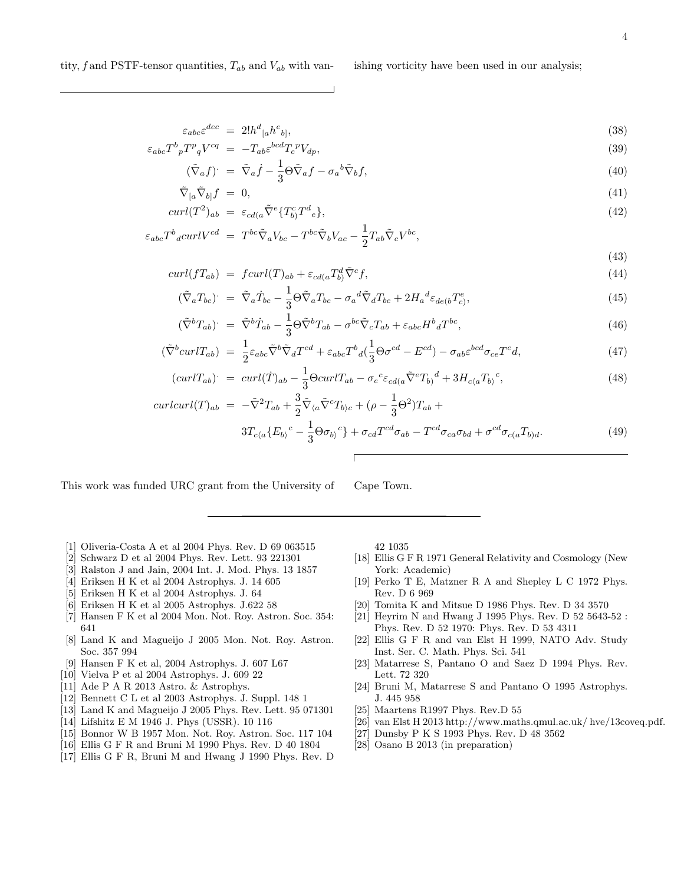tity, $f$ and PSTF-tensor quantities, $T_{ab}$ and $V_{ab}$ with vanishing vorticity have been used in our analysis;

$$\varepsilon_{abc}\varepsilon^{dec} = 2! h^d{}_{[a} h^e{}_{b]}, \tag{38}$$

$$\varepsilon_{abc} T^b{}_p T^p{}_q V^{cq} = -T_{ab}\varepsilon^{bcd} T_c{}^p V_{dp}, \tag{39}$$

$$(\tilde{\nabla}_a f)^{\cdot} = \tilde{\nabla}_a \dot{f} - \frac{1}{3}\Theta\tilde{\nabla}_a f - \sigma_a{}^b \tilde{\nabla}_b f, \tag{40}$$

$$\tilde{\nabla}_{[a}\tilde{\nabla}_{b]} f = 0, \tag{41}$$

$$curl(T^2)_{ab} = \varepsilon_{cd(a}\tilde{\nabla}^e\{T^c_{b)} T^d{}_e\}, \tag{42}$$

$$\varepsilon_{abc} T^b{}_d curl V^{cd} = T^{bc}\tilde{\nabla}_a V_{bc} - T^{bc}\tilde{\nabla}_b V_{ac} - \frac{1}{2} T_{ab}\tilde{\nabla}_c V^{bc}, \tag{43}$$

$$curl(fT_{ab}) = f curl(T)_{ab} + \varepsilon_{cd(a} T^d_{b)}\tilde{\nabla}^c f, \tag{44}$$

$$(\tilde{\nabla}_a T_{bc})^{\cdot} = \tilde{\nabla}_a \dot{T}_{bc} - \frac{1}{3}\Theta\tilde{\nabla}_a T_{bc} - \sigma_a{}^d \tilde{\nabla}_d T_{bc} + 2H_a{}^d \varepsilon_{de(b} T^e_{c)}, \tag{45}$$

$$(\tilde{\nabla}^b T_{ab})^{\cdot} = \tilde{\nabla}^b \dot{T}_{ab} - \frac{1}{3}\Theta\tilde{\nabla}^b T_{ab} - \sigma^{bc}\tilde{\nabla}_c T_{ab} + \varepsilon_{abc} H^b{}_d T^{bc}, \tag{46}$$

$$(\tilde{\nabla}^b curl T_{ab}) = \frac{1}{2}\varepsilon_{abc}\tilde{\nabla}^b\tilde{\nabla}_d T^{cd} + \varepsilon_{abc} T^b{}_d(\frac{1}{3}\Theta\sigma^{cd} - E^{cd}) - \sigma_{ab}\varepsilon^{bcd}\sigma_{ce} T^e d, \tag{47}$$

$$(curl T_{ab})^{\cdot} = curl(\dot{T})_{ab} - \frac{1}{3}\Theta curl T_{ab} - \sigma_e{}^c \varepsilon_{cd(a}\tilde{\nabla}^e T_{b)}{}^d + 3H_{c\langle a} T_{b\rangle}{}^c, \tag{48}$$

$$curlcurl(T)_{ab} = -\tilde{\nabla}^2 T_{ab} + \frac{3}{2}\tilde{\nabla}_{\langle a}\tilde{\nabla}^c T_{b\rangle c} + (\rho - \frac{1}{3}\Theta^2) T_{ab} + 3T_{c\langle a}\{E_{b\rangle}{}^c - \frac{1}{3}\Theta\sigma_{b\rangle}{}^c\} + \sigma_{cd} T^{cd}\sigma_{ab} - T^{cd}\sigma_{ca}\sigma_{bd} + \sigma^{cd}\sigma_{c(a} T_{b)d}. \tag{49}$$

This work was funded URC grant from the University of Cape Town.

---

[1] Oliveria-Costa A et al 2004 Phys. Rev. D 69 063515
[2] Schwarz D et al 2004 Phys. Rev. Lett. 93 221301
[3] Ralston J and Jain, 2004 Int. J. Mod. Phys. 13 1857
[4] Eriksen H K et al 2004 Astrophys. J. 14 605
[5] Eriksen H K et al 2004 Astrophys. J. 64
[6] Eriksen H K et al 2005 Astrophys. J.622 58
[7] Hansen F K et al 2004 Mon. Not. Roy. Astron. Soc. 354: 641
[8] Land K and Magueijo J 2005 Mon. Not. Roy. Astron. Soc. 357 994
[9] Hansen F K et al, 2004 Astrophys. J. 607 L67
[10] Vielva P et al 2004 Astrophys. J. 609 22
[11] Ade P A R 2013 Astro. & Astrophys.
[12] Bennett C L et al 2003 Astrophys. J. Suppl. 148 1
[13] Land K and Magueijo J 2005 Phys. Rev. Lett. 95 071301
[14] Lifshitz E M 1946 J. Phys (USSR). 10 116
[15] Bonnor W B 1957 Mon. Not. Roy. Astron. Soc. 117 104
[16] Ellis G F R and Bruni M 1990 Phys. Rev. D 40 1804
[17] Ellis G F R, Bruni M and Hwang J 1990 Phys. Rev. D 42 1035
[18] Ellis G F R 1971 General Relativity and Cosmology (New York: Academic)
[19] Perko T E, Matzner R A and Shepley L C 1972 Phys. Rev. D 6 969
[20] Tomita K and Mitsue D 1986 Phys. Rev. D 34 3570
[21] Heyrim N and Hwang J 1995 Phys. Rev. D 52 5643-52 : Phys. Rev. D 52 1970: Phys. Rev. D 53 4311
[22] Ellis G F R and van Elst H 1999, NATO Adv. Study Inst. Ser. C. Math. Phys. Sci. 541
[23] Matarrese S, Pantano O and Saez D 1994 Phys. Rev. Lett. 72 320
[24] Bruni M, Matarrese S and Pantano O 1995 Astrophys. J. 445 958
[25] Maartens R1997 Phys. Rev.D 55
[26] van Elst H 2013 http://www.maths.qmul.ac.uk/ hve/13coveq.pdf.
[27] Dunsby P K S 1993 Phys. Rev. D 48 3562
[28] Osano B 2013 (in preparation)